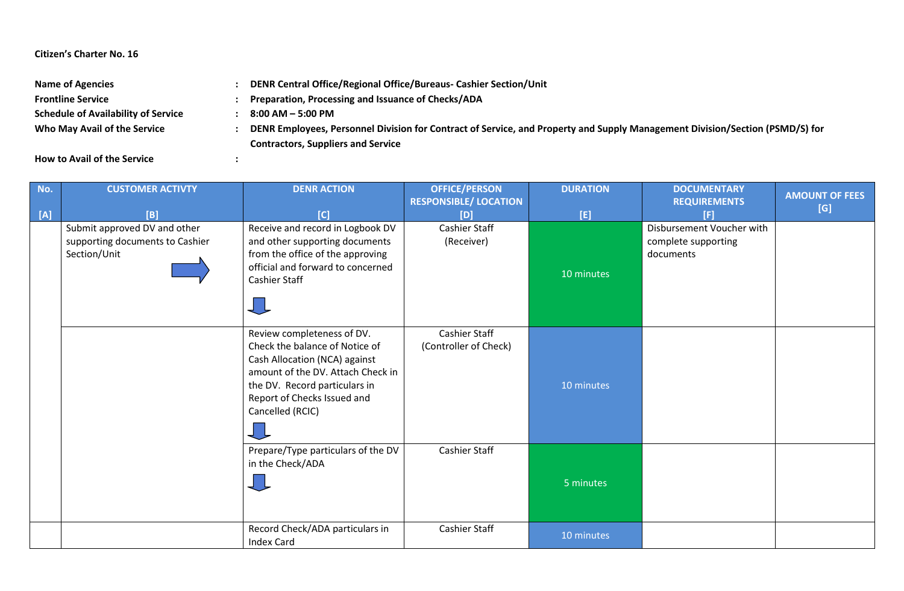**Citizen's Charter No. 16**

**Name of Agencies** : **DENR Central Office/Regional Office/Bureaus- Cashier Section/Unit**

**Frontline Service** : **Preparation, Processing and Issuance of Checks/ADA**

**Schedule of Availability of Service** : **8:00 AM – 5:00 PM**

**Who May Avail of the Service** : **DENR Employees, Personnel Division for Contract of Service, and Property and Supply Management Division/Section (PSMD/S) for Contractors, Suppliers and Service**

**How to Avail of the Service** :

| No. [A] | CUSTOMER ACTIVTY [B] | DENR ACTION [C] | OFFICE/PERSON RESPONSIBLE/ LOCATION [D] | DURATION [E] | DOCUMENTARY REQUIREMENTS [F] | AMOUNT OF FEES [G] |
|---|---|---|---|---|---|---|
| | Submit approved DV and other supporting documents to Cashier Section/Unit | Receive and record in Logbook DV and other supporting documents from the office of the approving official and forward to concerned Cashier Staff | Cashier Staff (Receiver) | 10 minutes | Disbursement Voucher with complete supporting documents | |
| | | Review completeness of DV. Check the balance of Notice of Cash Allocation (NCA) against amount of the DV. Attach Check in the DV. Record particulars in Report of Checks Issued and Cancelled (RCIC) | Cashier Staff (Controller of Check) | 10 minutes | | |
| | | Prepare/Type particulars of the DV in the Check/ADA | Cashier Staff | 5 minutes | | |
| | | Record Check/ADA particulars in Index Card | Cashier Staff | 10 minutes | | |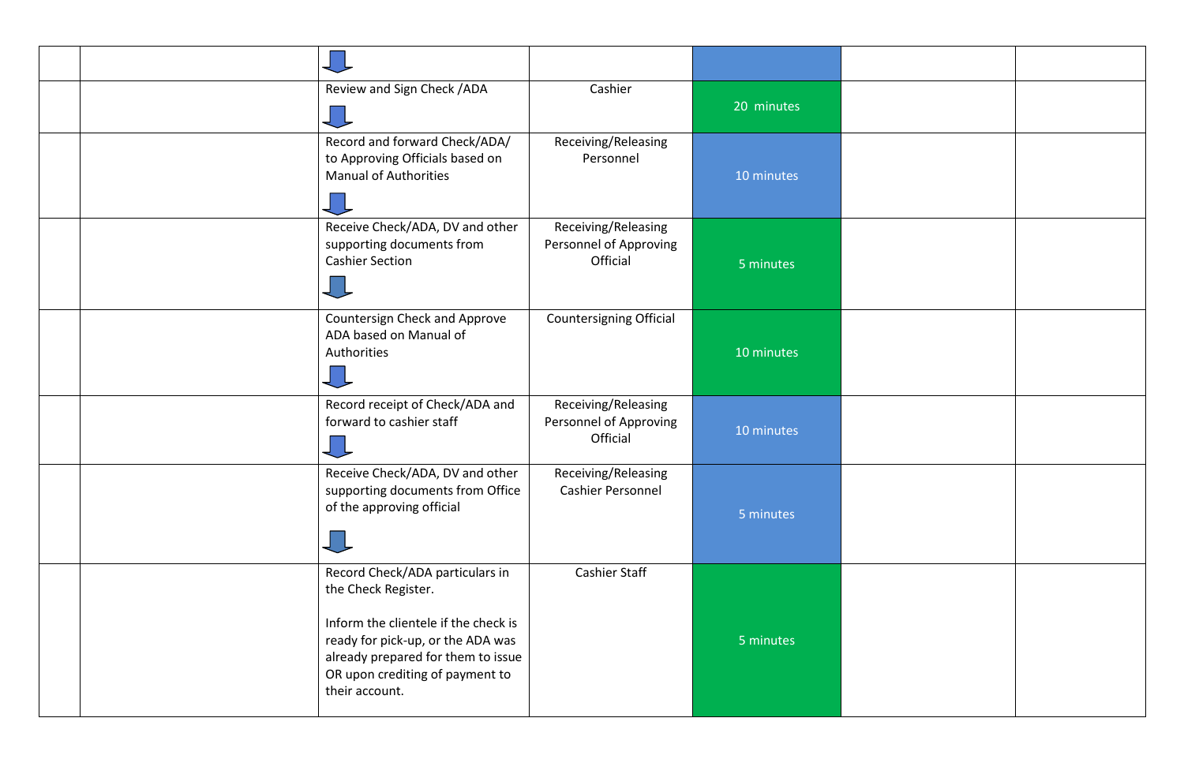|  |  |  |  |  |  |  |
|---|---|---|---|---|---|---|
|  |  |  |  |  |  |  |
|  |  | Review and Sign Check /ADA | Cashier | 20 minutes |  |  |
|  |  | Record and forward Check/ADA/ to Approving Officials based on Manual of Authorities | Receiving/Releasing Personnel | 10 minutes |  |  |
|  |  | Receive Check/ADA, DV and other supporting documents from Cashier Section | Receiving/Releasing Personnel of Approving Official | 5 minutes |  |  |
|  |  | Countersign Check and Approve ADA based on Manual of Authorities | Countersigning Official | 10 minutes |  |  |
|  |  | Record receipt of Check/ADA and forward to cashier staff | Receiving/Releasing Personnel of Approving Official | 10 minutes |  |  |
|  |  | Receive Check/ADA, DV and other supporting documents from Office of the approving official | Receiving/Releasing Cashier Personnel | 5 minutes |  |  |
|  |  | Record Check/ADA particulars in the Check Register.<br><br>Inform the clientele if the check is ready for pick-up, or the ADA was already prepared for them to issue OR upon crediting of payment to their account. | Cashier Staff | 5 minutes |  |  |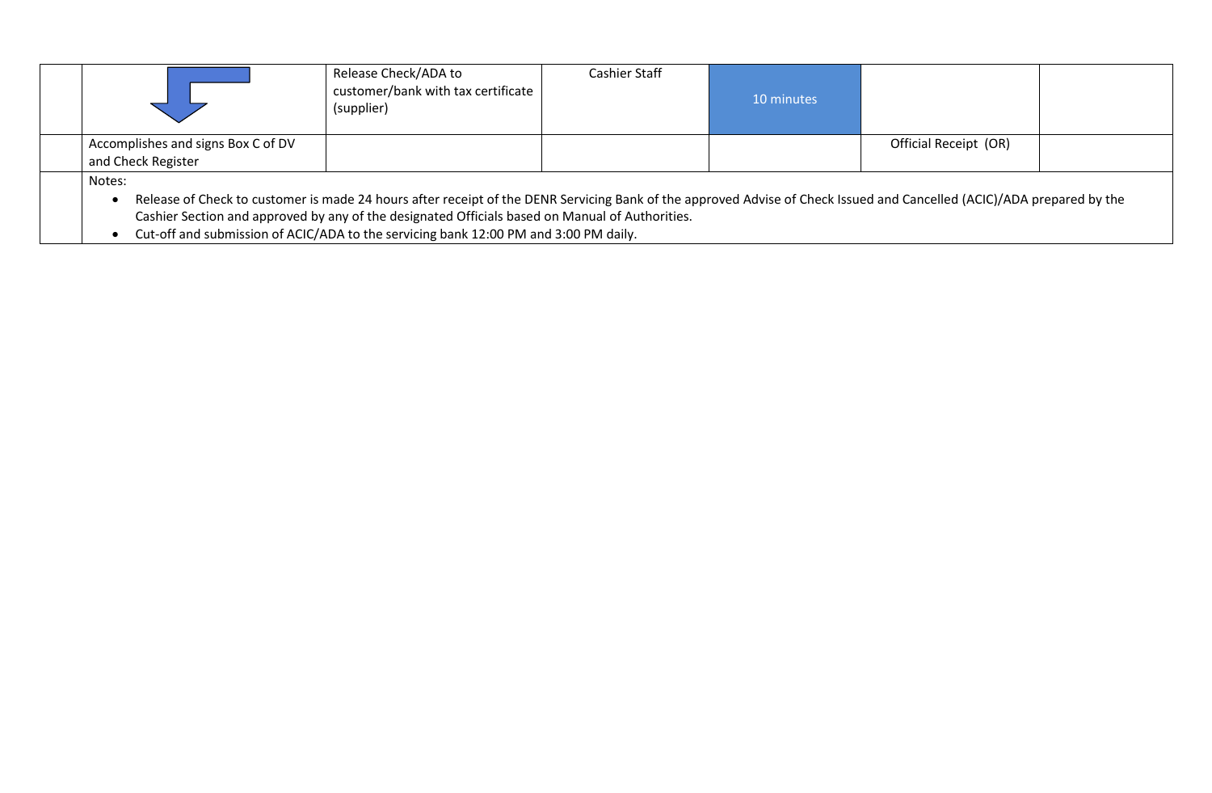| | | | | | | |
|---|---|---|---|---|---|---|
| | | Release Check/ADA to customer/bank with tax certificate (supplier) | Cashier Staff | 10 minutes | | |
| | Accomplishes and signs Box C of DV and Check Register | | | | Official Receipt (OR) | |
| | Notes:<br>• Release of Check to customer is made 24 hours after receipt of the DENR Servicing Bank of the approved Advise of Check Issued and Cancelled (ACIC)/ADA prepared by the Cashier Section and approved by any of the designated Officials based on Manual of Authorities.<br>• Cut-off and submission of ACIC/ADA to the servicing bank 12:00 PM and 3:00 PM daily. | | | | | |